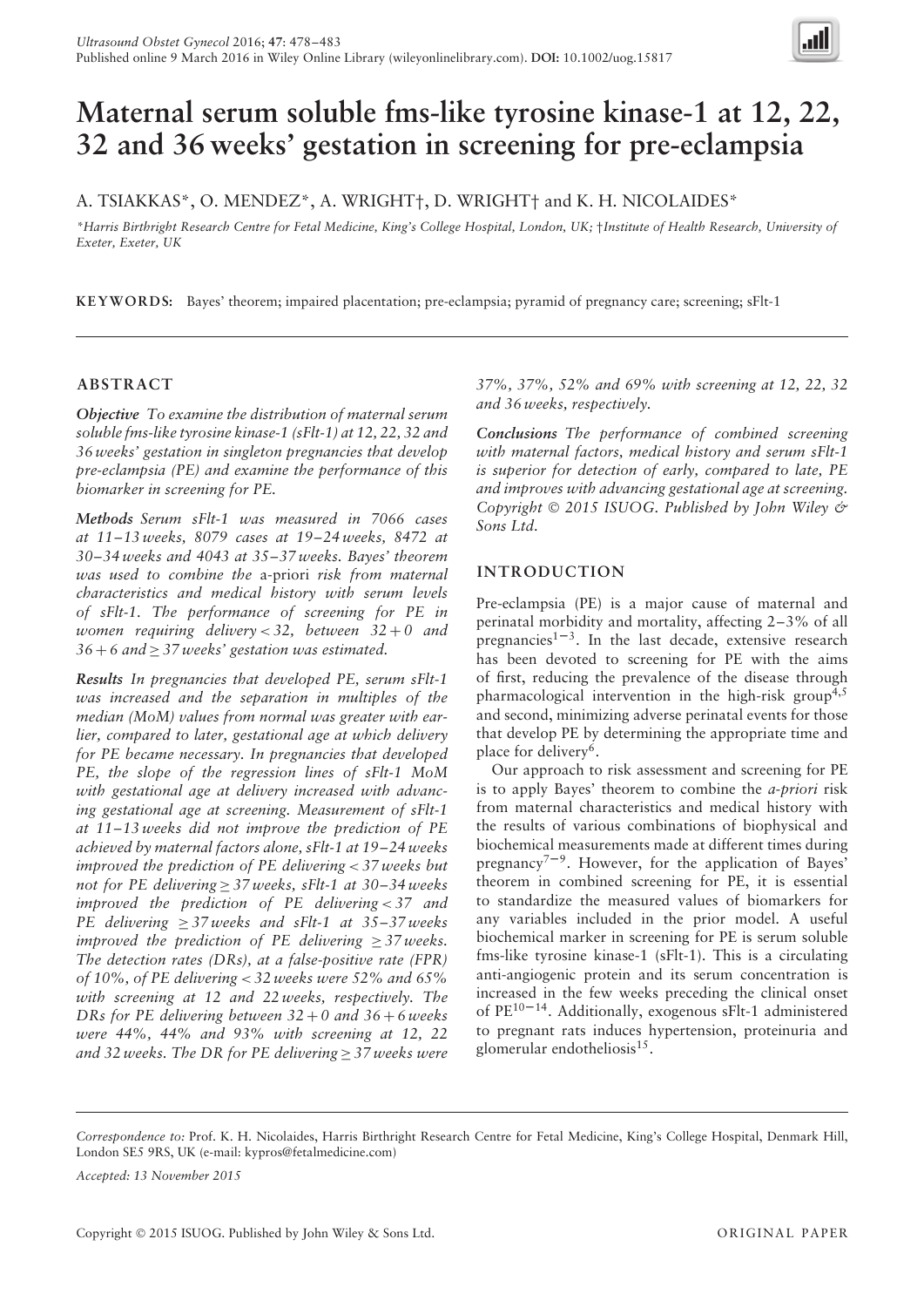# Maternal serum soluble fms-like tyrosine kinase-1 at 12, 22, 32 and 36 weeks' gestation in screening for pre-eclampsia

A. TSIAKKAS*, O. MENDEZ*, A. WRIGHT†, D. WRIGHT† and K. H. NICOLAIDES*

*Harris Birthright Research Centre for Fetal Medicine, King's College Hospital, London, UK; †Institute of Health Research, University of Exeter, Exeter, UK

**KEYWORDS:** Bayes' theorem; impaired placentation; pre-eclampsia; pyramid of pregnancy care; screening; sFlt-1

## ABSTRACT

***Objective*** *To examine the distribution of maternal serum soluble fms-like tyrosine kinase-1 (sFlt-1) at 12, 22, 32 and 36 weeks' gestation in singleton pregnancies that develop pre-eclampsia (PE) and examine the performance of this biomarker in screening for PE.*

***Methods*** *Serum sFlt-1 was measured in 7066 cases at 11–13 weeks, 8079 cases at 19–24 weeks, 8472 at 30–34 weeks and 4043 at 35–37 weeks. Bayes' theorem was used to combine the* a-priori *risk from maternal characteristics and medical history with serum levels of sFlt-1. The performance of screening for PE in women requiring delivery < 32, between 32 + 0 and 36 + 6 and ≥ 37 weeks' gestation was estimated.*

***Results*** *In pregnancies that developed PE, serum sFlt-1 was increased and the separation in multiples of the median (MoM) values from normal was greater with earlier, compared to later, gestational age at which delivery for PE became necessary. In pregnancies that developed PE, the slope of the regression lines of sFlt-1 MoM with gestational age at delivery increased with advancing gestational age at screening. Measurement of sFlt-1 at 11–13 weeks did not improve the prediction of PE achieved by maternal factors alone, sFlt-1 at 19–24 weeks improved the prediction of PE delivering < 37 weeks but not for PE delivering ≥ 37 weeks, sFlt-1 at 30–34 weeks improved the prediction of PE delivering < 37 and PE delivering ≥ 37 weeks and sFlt-1 at 35–37 weeks improved the prediction of PE delivering ≥ 37 weeks. The detection rates (DRs), at a false-positive rate (FPR) of 10%, of PE delivering < 32 weeks were 52% and 65% with screening at 12 and 22 weeks, respectively. The DRs for PE delivering between 32 + 0 and 36 + 6 weeks were 44%, 44% and 93% with screening at 12, 22 and 32 weeks. The DR for PE delivering ≥ 37 weeks were 37%, 37%, 52% and 69% with screening at 12, 22, 32 and 36 weeks, respectively.*

***Conclusions*** *The performance of combined screening with maternal factors, medical history and serum sFlt-1 is superior for detection of early, compared to late, PE and improves with advancing gestational age at screening. Copyright © 2015 ISUOG. Published by John Wiley & Sons Ltd.*

## INTRODUCTION

Pre-eclampsia (PE) is a major cause of maternal and perinatal morbidity and mortality, affecting 2–3% of all pregnancies[1–3]. In the last decade, extensive research has been devoted to screening for PE with the aims of first, reducing the prevalence of the disease through pharmacological intervention in the high-risk group[4,5] and second, minimizing adverse perinatal events for those that develop PE by determining the appropriate time and place for delivery[6].

Our approach to risk assessment and screening for PE is to apply Bayes' theorem to combine the *a-priori* risk from maternal characteristics and medical history with the results of various combinations of biophysical and biochemical measurements made at different times during pregnancy[7–9]. However, for the application of Bayes' theorem in combined screening for PE, it is essential to standardize the measured values of biomarkers for any variables included in the prior model. A useful biochemical marker in screening for PE is serum soluble fms-like tyrosine kinase-1 (sFlt-1). This is a circulating anti-angiogenic protein and its serum concentration is increased in the few weeks preceding the clinical onset of PE[10–14]. Additionally, exogenous sFlt-1 administered to pregnant rats induces hypertension, proteinuria and glomerular endotheliosis[15].

*Correspondence to:* Prof. K. H. Nicolaides, Harris Birthright Research Centre for Fetal Medicine, King's College Hospital, Denmark Hill, London SE5 9RS, UK (e-mail: kypros@fetalmedicine.com)

*Accepted: 13 November 2015*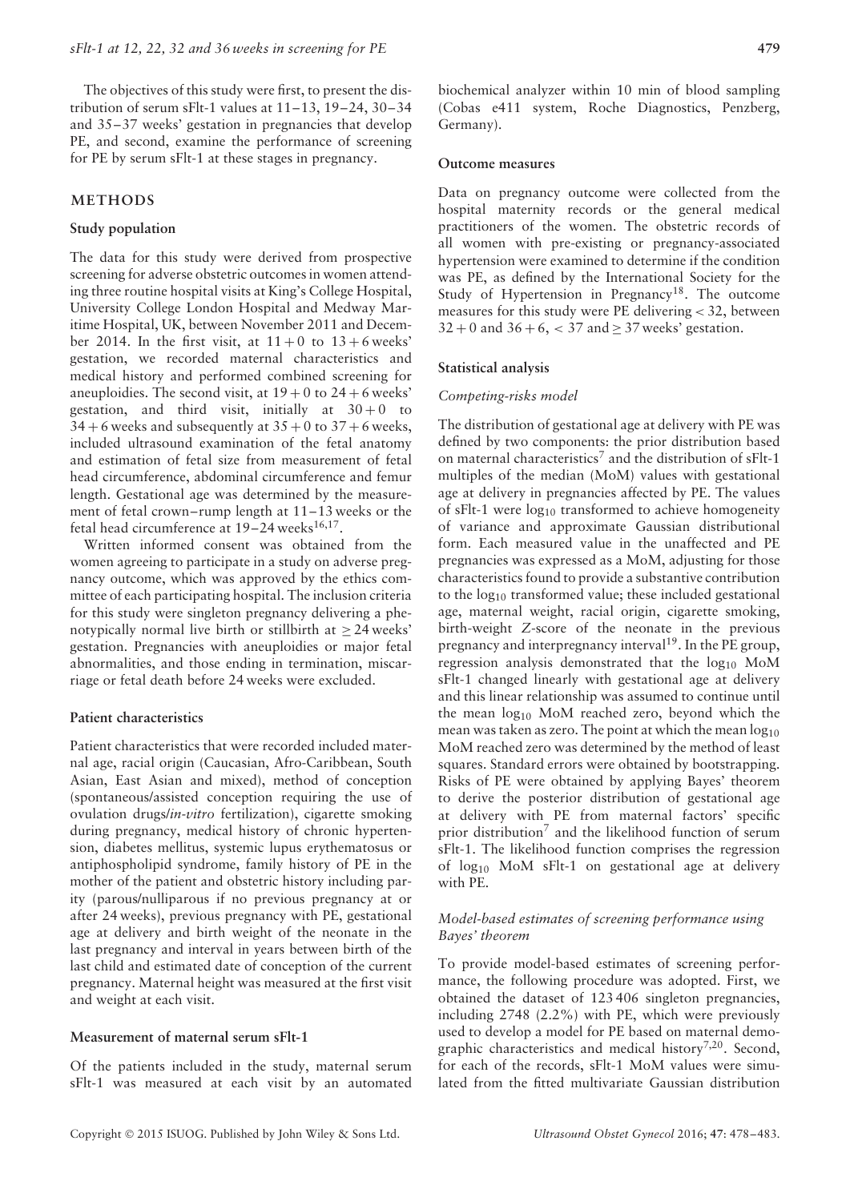The objectives of this study were first, to present the distribution of serum sFlt-1 values at 11–13, 19–24, 30–34 and 35–37 weeks' gestation in pregnancies that develop PE, and second, examine the performance of screening for PE by serum sFlt-1 at these stages in pregnancy.

## METHODS

### Study population

The data for this study were derived from prospective screening for adverse obstetric outcomes in women attending three routine hospital visits at King's College Hospital, University College London Hospital and Medway Maritime Hospital, UK, between November 2011 and December 2014. In the first visit, at 11 + 0 to 13 + 6 weeks' gestation, we recorded maternal characteristics and medical history and performed combined screening for aneuploidies. The second visit, at 19 + 0 to 24 + 6 weeks' gestation, and third visit, initially at 30 + 0 to 34 + 6 weeks and subsequently at 35 + 0 to 37 + 6 weeks, included ultrasound examination of the fetal anatomy and estimation of fetal size from measurement of fetal head circumference, abdominal circumference and femur length. Gestational age was determined by the measurement of fetal crown–rump length at 11–13 weeks or the fetal head circumference at 19–24 weeks[16,17].

Written informed consent was obtained from the women agreeing to participate in a study on adverse pregnancy outcome, which was approved by the ethics committee of each participating hospital. The inclusion criteria for this study were singleton pregnancy delivering a phenotypically normal live birth or stillbirth at ≥ 24 weeks' gestation. Pregnancies with aneuploidies or major fetal abnormalities, and those ending in termination, miscarriage or fetal death before 24 weeks were excluded.

### Patient characteristics

Patient characteristics that were recorded included maternal age, racial origin (Caucasian, Afro-Caribbean, South Asian, East Asian and mixed), method of conception (spontaneous/assisted conception requiring the use of ovulation drugs/*in-vitro* fertilization), cigarette smoking during pregnancy, medical history of chronic hypertension, diabetes mellitus, systemic lupus erythematosus or antiphospholipid syndrome, family history of PE in the mother of the patient and obstetric history including parity (parous/nulliparous if no previous pregnancy at or after 24 weeks), previous pregnancy with PE, gestational age at delivery and birth weight of the neonate in the last pregnancy and interval in years between birth of the last child and estimated date of conception of the current pregnancy. Maternal height was measured at the first visit and weight at each visit.

### Measurement of maternal serum sFlt-1

Of the patients included in the study, maternal serum sFlt-1 was measured at each visit by an automated biochemical analyzer within 10 min of blood sampling (Cobas e411 system, Roche Diagnostics, Penzberg, Germany).

### Outcome measures

Data on pregnancy outcome were collected from the hospital maternity records or the general medical practitioners of the women. The obstetric records of all women with pre-existing or pregnancy-associated hypertension were examined to determine if the condition was PE, as defined by the International Society for the Study of Hypertension in Pregnancy[18]. The outcome measures for this study were PE delivering < 32, between 32 + 0 and 36 + 6, < 37 and ≥ 37 weeks' gestation.

### Statistical analysis

#### *Competing-risks model*

The distribution of gestational age at delivery with PE was defined by two components: the prior distribution based on maternal characteristics[7] and the distribution of sFlt-1 multiples of the median (MoM) values with gestational age at delivery in pregnancies affected by PE. The values of sFlt-1 were $\log_{10}$ transformed to achieve homogeneity of variance and approximate Gaussian distributional form. Each measured value in the unaffected and PE pregnancies was expressed as a MoM, adjusting for those characteristics found to provide a substantive contribution to the $\log_{10}$ transformed value; these included gestational age, maternal weight, racial origin, cigarette smoking, birth-weight *Z*-score of the neonate in the previous pregnancy and interpregnancy interval[19]. In the PE group, regression analysis demonstrated that the $\log_{10}$ MoM sFlt-1 changed linearly with gestational age at delivery and this linear relationship was assumed to continue until the mean $\log_{10}$ MoM reached zero, beyond which the mean was taken as zero. The point at which the mean $\log_{10}$ MoM reached zero was determined by the method of least squares. Standard errors were obtained by bootstrapping. Risks of PE were obtained by applying Bayes' theorem to derive the posterior distribution of gestational age at delivery with PE from maternal factors' specific prior distribution[7] and the likelihood function of serum sFlt-1. The likelihood function comprises the regression of $\log_{10}$ MoM sFlt-1 on gestational age at delivery with PE.

#### *Model-based estimates of screening performance using Bayes' theorem*

To provide model-based estimates of screening performance, the following procedure was adopted. First, we obtained the dataset of 123 406 singleton pregnancies, including 2748 (2.2%) with PE, which were previously used to develop a model for PE based on maternal demographic characteristics and medical history[7,20]. Second, for each of the records, sFlt-1 MoM values were simulated from the fitted multivariate Gaussian distribution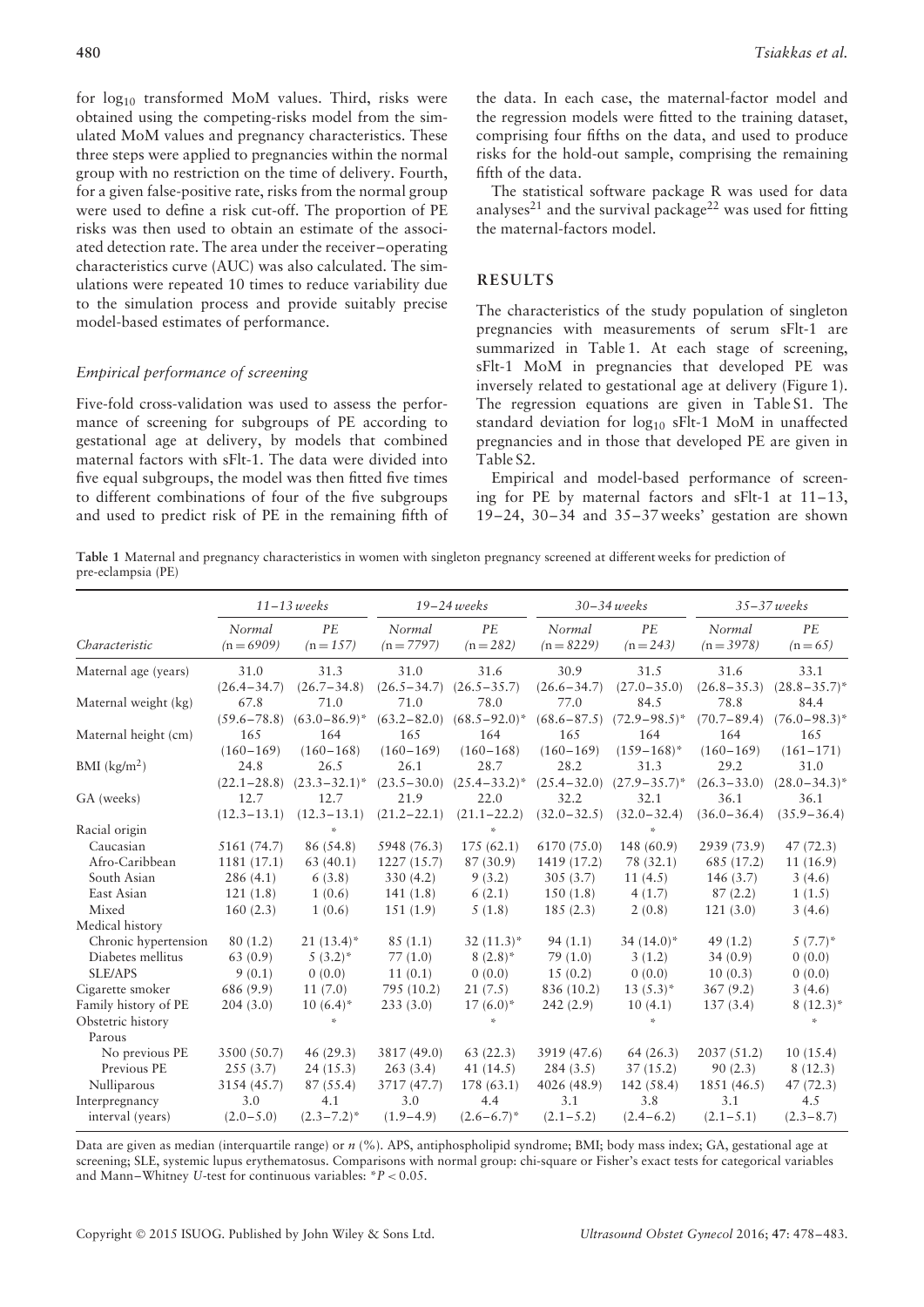for $\log_{10}$ transformed MoM values. Third, risks were obtained using the competing-risks model from the simulated MoM values and pregnancy characteristics. These three steps were applied to pregnancies within the normal group with no restriction on the time of delivery. Fourth, for a given false-positive rate, risks from the normal group were used to define a risk cut-off. The proportion of PE risks was then used to obtain an estimate of the associated detection rate. The area under the receiver–operating characteristics curve (AUC) was also calculated. The simulations were repeated 10 times to reduce variability due to the simulation process and provide suitably precise model-based estimates of performance.

### *Empirical performance of screening*

Five-fold cross-validation was used to assess the performance of screening for subgroups of PE according to gestational age at delivery, by models that combined maternal factors with sFlt-1. The data were divided into five equal subgroups, the model was then fitted five times to different combinations of four of the five subgroups and used to predict risk of PE in the remaining fifth of the data. In each case, the maternal-factor model and the regression models were fitted to the training dataset, comprising four fifths on the data, and used to produce risks for the hold-out sample, comprising the remaining fifth of the data.

The statistical software package R was used for data analyses[21] and the survival package[22] was used for fitting the maternal-factors model.

## RESULTS

The characteristics of the study population of singleton pregnancies with measurements of serum sFlt-1 are summarized in Table 1. At each stage of screening, sFlt-1 MoM in pregnancies that developed PE was inversely related to gestational age at delivery (Figure 1). The regression equations are given in Table S1. The standard deviation for $\log_{10}$ sFlt-1 MoM in unaffected pregnancies and in those that developed PE are given in Table S2.

Empirical and model-based performance of screening for PE by maternal factors and sFlt-1 at 11–13, 19–24, 30–34 and 35–37 weeks' gestation are shown

**Table 1** Maternal and pregnancy characteristics in women with singleton pregnancy screened at different weeks for prediction of pre-eclampsia (PE)

| Characteristic | *11–13 weeks* | | *19–24 weeks* | | *30–34 weeks* | | *35–37 weeks* | |
|---|---|---|---|---|---|---|---|---|
| | *Normal (n = 6909)* | *PE (n = 157)* | *Normal (n = 7797)* | *PE (n = 282)* | *Normal (n = 8229)* | *PE (n = 243)* | *Normal (n = 3978)* | *PE (n = 65)* |
| Maternal age (years) | 31.0 (26.4–34.7) | 31.3 (26.7–34.8) | 31.0 (26.5–34.7) | 31.6 (26.5–35.7) | 30.9 (26.6–34.7) | 31.5 (27.0–35.0) | 31.6 (26.8–35.3) | 33.1 (28.8–35.7)* |
| Maternal weight (kg) | 67.8 (59.6–78.8) | 71.0 (63.0–86.9)* | 71.0 (63.2–82.0) | 78.0 (68.5–92.0)* | 77.0 (68.6–87.5) | 84.5 (72.9–98.5)* | 78.8 (70.7–89.4) | 84.4 (76.0–98.3)* |
| Maternal height (cm) | 165 (160–169) | 164 (160–168) | 165 (160–169) | 164 (160–168) | 165 (160–169) | 164 (159–168)* | 164 (160–169) | 165 (161–171) |
| BMI (kg/m²) | 24.8 (22.1–28.8) | 26.5 (23.3–32.1)* | 26.1 (23.5–30.0) | 28.7 (25.4–33.2)* | 28.2 (25.4–32.0) | 31.3 (27.9–35.7)* | 29.2 (26.3–33.0) | 31.0 (28.0–34.3)* |
| GA (weeks) | 12.7 (12.3–13.1) | 12.7 (12.3–13.1) | 21.9 (21.2–22.1) | 22.0 (21.1–22.2) | 32.2 (32.0–32.5) | 32.1 (32.0–32.4) | 36.1 (36.0–36.4) | 36.1 (35.9–36.4) |
| Racial origin | | * | | * | | * | | |
| Caucasian | 5161 (74.7) | 86 (54.8) | 5948 (76.3) | 175 (62.1) | 6170 (75.0) | 148 (60.9) | 2939 (73.9) | 47 (72.3) |
| Afro-Caribbean | 1181 (17.1) | 63 (40.1) | 1227 (15.7) | 87 (30.9) | 1419 (17.2) | 78 (32.1) | 685 (17.2) | 11 (16.9) |
| South Asian | 286 (4.1) | 6 (3.8) | 330 (4.2) | 9 (3.2) | 305 (3.7) | 11 (4.5) | 146 (3.7) | 3 (4.6) |
| East Asian | 121 (1.8) | 1 (0.6) | 141 (1.8) | 6 (2.1) | 150 (1.8) | 4 (1.7) | 87 (2.2) | 1 (1.5) |
| Mixed | 160 (2.3) | 1 (0.6) | 151 (1.9) | 5 (1.8) | 185 (2.3) | 2 (0.8) | 121 (3.0) | 3 (4.6) |
| Medical history | | | | | | | | |
| Chronic hypertension | 80 (1.2) | 21 (13.4)* | 85 (1.1) | 32 (11.3)* | 94 (1.1) | 34 (14.0)* | 49 (1.2) | 5 (7.7)* |
| Diabetes mellitus | 63 (0.9) | 5 (3.2)* | 77 (1.0) | 8 (2.8)* | 79 (1.0) | 3 (1.2) | 34 (0.9) | 0 (0.0) |
| SLE/APS | 9 (0.1) | 0 (0.0) | 11 (0.1) | 0 (0.0) | 15 (0.2) | 0 (0.0) | 10 (0.3) | 0 (0.0) |
| Cigarette smoker | 686 (9.9) | 11 (7.0) | 795 (10.2) | 21 (7.5) | 836 (10.2) | 13 (5.3)* | 367 (9.2) | 3 (4.6) |
| Family history of PE | 204 (3.0) | 10 (6.4)* | 233 (3.0) | 17 (6.0)* | 242 (2.9) | 10 (4.1) | 137 (3.4) | 8 (12.3)* |
| Obstetric history | | * | | * | | * | | * |
| Parous | | | | | | | | |
| No previous PE | 3500 (50.7) | 46 (29.3) | 3817 (49.0) | 63 (22.3) | 3919 (47.6) | 64 (26.3) | 2037 (51.2) | 10 (15.4) |
| Previous PE | 255 (3.7) | 24 (15.3) | 263 (3.4) | 41 (14.5) | 284 (3.5) | 37 (15.2) | 90 (2.3) | 8 (12.3) |
| Nulliparous | 3154 (45.7) | 87 (55.4) | 3717 (47.7) | 178 (63.1) | 4026 (48.9) | 142 (58.4) | 1851 (46.5) | 47 (72.3) |
| Interpregnancy interval (years) | 3.0 (2.0–5.0) | 4.1 (2.3–7.2)* | 3.0 (1.9–4.9) | 4.4 (2.6–6.7)* | 3.1 (2.1–5.2) | 3.8 (2.4–6.2) | 3.1 (2.1–5.1) | 4.5 (2.3–8.7) |

Data are given as median (interquartile range) or *n* (%). APS, antiphospholipid syndrome; BMI, body mass index; GA, gestational age at screening; SLE, systemic lupus erythematosus. Comparisons with normal group: chi-square or Fisher's exact tests for categorical variables and Mann–Whitney *U*-test for continuous variables: $*P < 0.05$.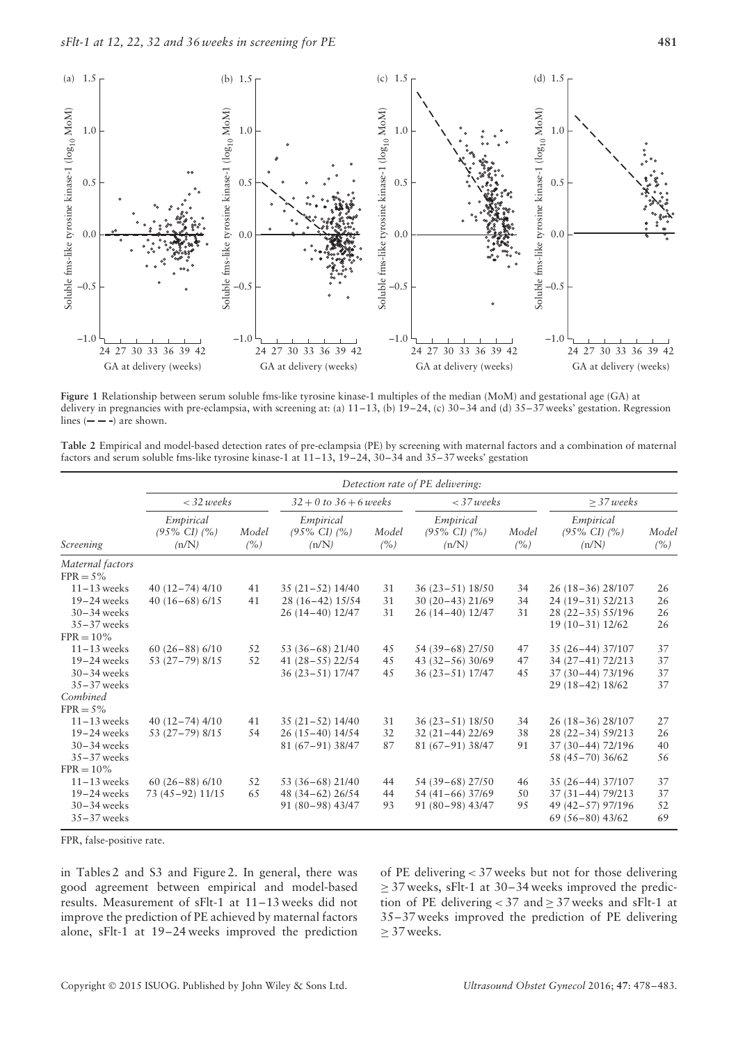Figure 1 Relationship between serum soluble fms-like tyrosine kinase-1 multiples of the median (MoM) and gestational age (GA) at delivery in pregnancies with pre-eclampsia, with screening at: (a) 11–13, (b) 19–24, (c) 30–34 and (d) 35–37 weeks' gestation. Regression lines (– – –) are shown.

Table 2 Empirical and model-based detection rates of pre-eclampsia (PE) by screening with maternal factors and a combination of maternal factors and serum soluble fms-like tyrosine kinase-1 at 11–13, 19–24, 30–34 and 35–37 weeks' gestation

| | Detection rate of PE delivering: | | | | | | | |
|---|---|---|---|---|---|---|---|---|
| | < 32 weeks | | 32 + 0 to 36 + 6 weeks | | < 37 weeks | | ≥ 37 weeks | |
| Screening | Empirical (95% CI) (%) (n/N) | Model (%) | Empirical (95% CI) (%) (n/N) | Model (%) | Empirical (95% CI) (%) (n/N) | Model (%) | Empirical (95% CI) (%) (n/N) | Model (%) |
| *Maternal factors* | | | | | | | | |
| FPR = 5% | | | | | | | | |
| 11–13 weeks | 40 (12–74) 4/10 | 41 | 35 (21–52) 14/40 | 31 | 36 (23–51) 18/50 | 34 | 26 (18–36) 28/107 | 26 |
| 19–24 weeks | 40 (16–68) 6/15 | 41 | 28 (16–42) 15/54 | 31 | 30 (20–43) 21/69 | 34 | 24 (19–31) 52/213 | 26 |
| 30–34 weeks | | | 26 (14–40) 12/47 | 31 | 26 (14–40) 12/47 | 31 | 28 (22–35) 55/196 | 26 |
| 35–37 weeks | | | | | | | 19 (10–31) 12/62 | 26 |
| FPR = 10% | | | | | | | | |
| 11–13 weeks | 60 (26–88) 6/10 | 52 | 53 (36–68) 21/40 | 45 | 54 (39–68) 27/50 | 47 | 35 (26–44) 37/107 | 37 |
| 19–24 weeks | 53 (27–79) 8/15 | 52 | 41 (28–55) 22/54 | 45 | 43 (32–56) 30/69 | 47 | 34 (27–41) 72/213 | 37 |
| 30–34 weeks | | | 36 (23–51) 17/47 | 45 | 36 (23–51) 17/47 | 45 | 37 (30–44) 73/196 | 37 |
| 35–37 weeks | | | | | | | 29 (18–42) 18/62 | 37 |
| *Combined* | | | | | | | | |
| FPR = 5% | | | | | | | | |
| 11–13 weeks | 40 (12–74) 4/10 | 41 | 35 (21–52) 14/40 | 31 | 36 (23–51) 18/50 | 34 | 26 (18–36) 28/107 | 27 |
| 19–24 weeks | 53 (27–79) 8/15 | 54 | 26 (15–40) 14/54 | 32 | 32 (21–44) 22/69 | 38 | 28 (22–34) 59/213 | 26 |
| 30–34 weeks | | | 81 (67–91) 38/47 | 87 | 81 (67–91) 38/47 | 91 | 37 (30–44) 72/196 | 40 |
| 35–37 weeks | | | | | | | 58 (45–70) 36/62 | 56 |
| FPR = 10% | | | | | | | | |
| 11–13 weeks | 60 (26–88) 6/10 | 52 | 53 (36–68) 21/40 | 44 | 54 (39–68) 27/50 | 46 | 35 (26–44) 37/107 | 37 |
| 19–24 weeks | 73 (45–92) 11/15 | 65 | 48 (34–62) 26/54 | 44 | 54 (41–66) 37/69 | 50 | 37 (31–44) 79/213 | 37 |
| 30–34 weeks | | | 91 (80–98) 43/47 | 93 | 91 (80–98) 43/47 | 95 | 49 (42–57) 97/196 | 52 |
| 35–37 weeks | | | | | | | 69 (56–80) 43/62 | 69 |

FPR, false-positive rate.

in Tables 2 and S3 and Figure 2. In general, there was good agreement between empirical and model-based results. Measurement of sFlt-1 at 11–13 weeks did not improve the prediction of PE achieved by maternal factors alone, sFlt-1 at 19–24 weeks improved the prediction of PE delivering < 37 weeks but not for those delivering ≥ 37 weeks, sFlt-1 at 30–34 weeks improved the prediction of PE delivering < 37 and ≥ 37 weeks and sFlt-1 at 35–37 weeks improved the prediction of PE delivering ≥ 37 weeks.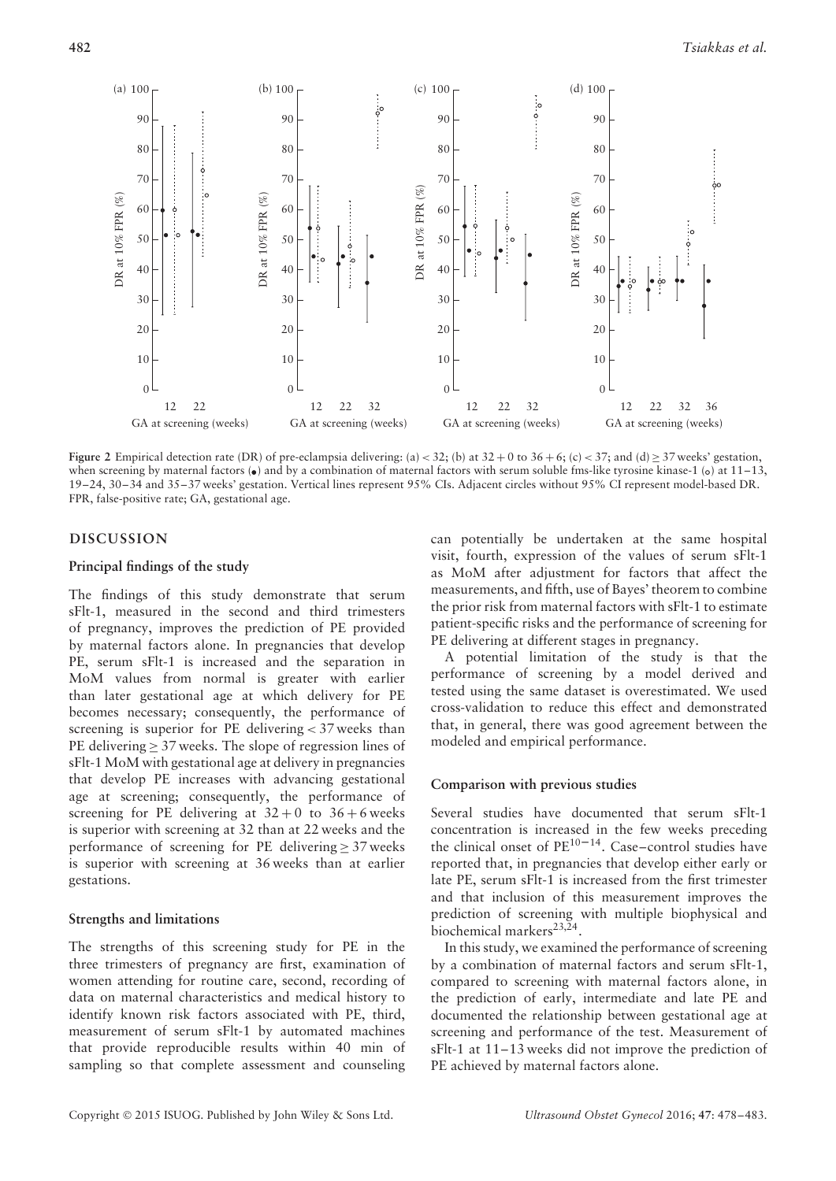Figure 2 Empirical detection rate (DR) of pre-eclampsia delivering: (a) < 32; (b) at 32 + 0 to 36 + 6; (c) < 37; and (d) ≥ 37 weeks' gestation, when screening by maternal factors (•) and by a combination of maternal factors with serum soluble fms-like tyrosine kinase-1 (○) at 11–13, 19–24, 30–34 and 35–37 weeks' gestation. Vertical lines represent 95% CIs. Adjacent circles without 95% CI represent model-based DR. FPR, false-positive rate; GA, gestational age.

## DISCUSSION

### Principal findings of the study

The findings of this study demonstrate that serum sFlt-1, measured in the second and third trimesters of pregnancy, improves the prediction of PE provided by maternal factors alone. In pregnancies that develop PE, serum sFlt-1 is increased and the separation in MoM values from normal is greater with earlier than later gestational age at which delivery for PE becomes necessary; consequently, the performance of screening is superior for PE delivering < 37 weeks than PE delivering ≥ 37 weeks. The slope of regression lines of sFlt-1 MoM with gestational age at delivery in pregnancies that develop PE increases with advancing gestational age at screening; consequently, the performance of screening for PE delivering at 32 + 0 to 36 + 6 weeks is superior with screening at 32 than at 22 weeks and the performance of screening for PE delivering ≥ 37 weeks is superior with screening at 36 weeks than at earlier gestations.

### Strengths and limitations

The strengths of this screening study for PE in the three trimesters of pregnancy are first, examination of women attending for routine care, second, recording of data on maternal characteristics and medical history to identify known risk factors associated with PE, third, measurement of serum sFlt-1 by automated machines that provide reproducible results within 40 min of sampling so that complete assessment and counseling can potentially be undertaken at the same hospital visit, fourth, expression of the values of serum sFlt-1 as MoM after adjustment for factors that affect the measurements, and fifth, use of Bayes' theorem to combine the prior risk from maternal factors with sFlt-1 to estimate patient-specific risks and the performance of screening for PE delivering at different stages in pregnancy.

A potential limitation of the study is that the performance of screening by a model derived and tested using the same dataset is overestimated. We used cross-validation to reduce this effect and demonstrated that, in general, there was good agreement between the modeled and empirical performance.

### Comparison with previous studies

Several studies have documented that serum sFlt-1 concentration is increased in the few weeks preceding the clinical onset of PE[10–14]. Case–control studies have reported that, in pregnancies that develop either early or late PE, serum sFlt-1 is increased from the first trimester and that inclusion of this measurement improves the prediction of screening with multiple biophysical and biochemical markers[23,24].

In this study, we examined the performance of screening by a combination of maternal factors and serum sFlt-1, compared to screening with maternal factors alone, in the prediction of early, intermediate and late PE and documented the relationship between gestational age at screening and performance of the test. Measurement of sFlt-1 at 11–13 weeks did not improve the prediction of PE achieved by maternal factors alone.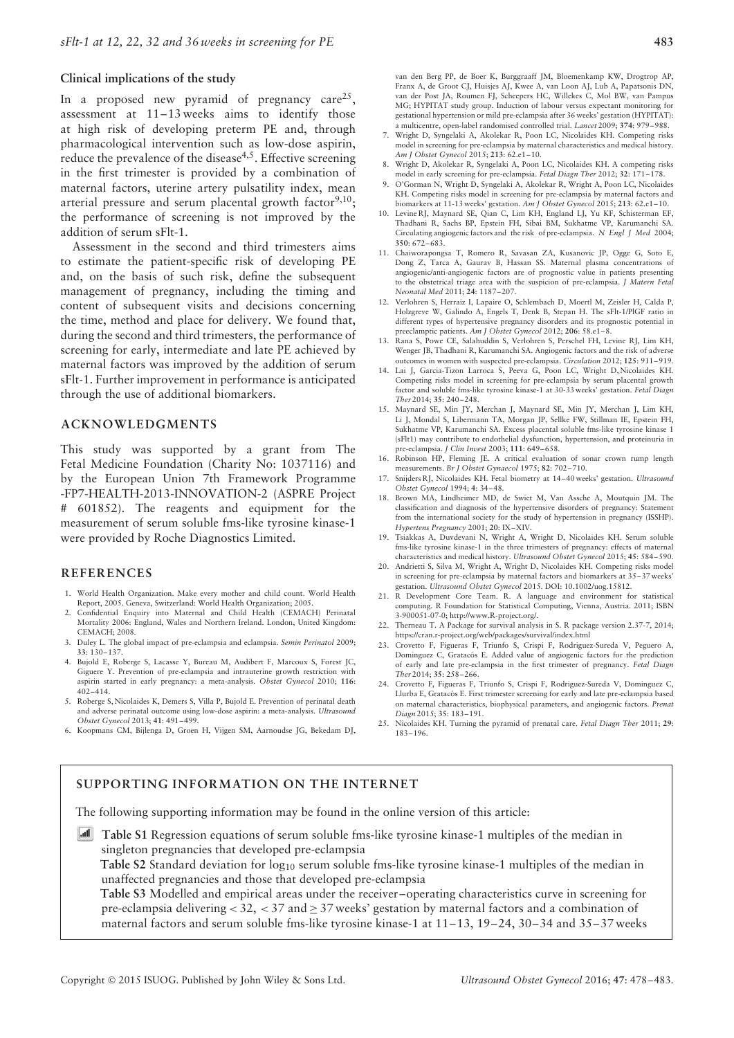### Clinical implications of the study

In a proposed new pyramid of pregnancy care[25], assessment at 11–13 weeks aims to identify those at high risk of developing preterm PE and, through pharmacological intervention such as low-dose aspirin, reduce the prevalence of the disease[4,5]. Effective screening in the first trimester is provided by a combination of maternal factors, uterine artery pulsatility index, mean arterial pressure and serum placental growth factor[9,10]; the performance of screening is not improved by the addition of serum sFlt-1.

Assessment in the second and third trimesters aims to estimate the patient-specific risk of developing PE and, on the basis of such risk, define the subsequent management of pregnancy, including the timing and content of subsequent visits and decisions concerning the time, method and place for delivery. We found that, during the second and third trimesters, the performance of screening for early, intermediate and late PE achieved by maternal factors was improved by the addition of serum sFlt-1. Further improvement in performance is anticipated through the use of additional biomarkers.

## ACKNOWLEDGMENTS

This study was supported by a grant from The Fetal Medicine Foundation (Charity No: 1037116) and by the European Union 7th Framework Programme -FP7-HEALTH-2013-INNOVATION-2 (ASPRE Project # 601852). The reagents and equipment for the measurement of serum soluble fms-like tyrosine kinase-1 were provided by Roche Diagnostics Limited.

## REFERENCES

1. World Health Organization. Make every mother and child count. World Health Report, 2005. Geneva, Switzerland: World Health Organization; 2005.
2. Confidential Enquiry into Maternal and Child Health (CEMACH) Perinatal Mortality 2006: England, Wales and Northern Ireland. London, United Kingdom: CEMACH; 2008.
3. Duley L. The global impact of pre-eclampsia and eclampsia. *Semin Perinatol* 2009; **33**: 130–137.
4. Bujold E, Roberge S, Lacasse Y, Bureau M, Audibert F, Marcoux S, Forest JC, Giguere Y. Prevention of pre-eclampsia and intrauterine growth restriction with aspirin started in early pregnancy: a meta-analysis. *Obstet Gynecol* 2010; **116**: 402–414.
5. Roberge S, Nicolaides K, Demers S, Villa P, Bujold E. Prevention of perinatal death and adverse perinatal outcome using low-dose aspirin: a meta-analysis. *Ultrasound Obstet Gynecol* 2013; **41**: 491–499.
6. Koopmans CM, Bijlenga D, Groen H, Vijgen SM, Aarnoudse JG, Bekedam DJ, van den Berg PP, de Boer K, Burggraaff JM, Bloemenkamp KW, Drogtrop AP, Franx A, de Groot CJ, Huisjes AJ, Kwee A, van Loon AJ, Lub A, Papatsonis DN, van der Post JA, Roumen FJ, Scheepers HC, Willekes C, Mol BW, van Pampus MG; HYPITAT study group. Induction of labour versus expectant monitoring for gestational hypertension or mild pre-eclampsia after 36 weeks' gestation (HYPITAT): a multicentre, open-label randomised controlled trial. *Lancet* 2009; **374**: 979–988.
7. Wright D, Syngelaki A, Akolekar R, Poon LC, Nicolaides KH. Competing risks model in screening for pre-eclampsia by maternal characteristics and medical history. *Am J Obstet Gynecol* 2015; **213**: 62.e1–10.
8. Wright D, Akolekar R, Syngelaki A, Poon LC, Nicolaides KH. A competing risks model in early screening for pre-eclampsia. *Fetal Diagn Ther* 2012; **32**: 171–178.
9. O'Gorman N, Wright D, Syngelaki A, Akolekar R, Wright A, Poon LC, Nicolaides KH. Competing risks model in screening for pre-eclampsia by maternal factors and biomarkers at 11-13 weeks' gestation. *Am J Obstet Gynecol* 2015; **213**: 62.e1–10.
10. Levine RJ, Maynard SE, Qian C, Lim KH, England LJ, Yu KF, Schisterman EF, Thadhani R, Sachs BP, Epstein FH, Sibai BM, Sukhatme VP, Karumanchi SA. Circulating angiogenic factors and the risk of pre-eclampsia. *N Engl J Med* 2004; **350**: 672–683.
11. Chaiworapongsa T, Romero R, Savasan ZA, Kusanovic JP, Ogge G, Soto E, Dong Z, Tarca A, Gaurav B, Hassan SS. Maternal plasma concentrations of angiogenic/anti-angiogenic factors are of prognostic value in patients presenting to the obstetrical triage area with the suspicion of pre-eclampsia. *J Matern Fetal Neonatal Med* 2011; **24**: 1187–207.
12. Verlohren S, Herraiz I, Lapaire O, Schlembach D, Moertl M, Zeisler H, Calda P, Holzgreve W, Galindo A, Engels T, Denk B, Stepan H. The sFlt-1/PlGF ratio in different types of hypertensive pregnancy disorders and its prognostic potential in preeclamptic patients. *Am J Obstet Gynecol* 2012; **206**: 58.e1–8.
13. Rana S, Powe CE, Salahuddin S, Verlohren S, Perschel FH, Levine RJ, Lim KH, Wenger JB, Thadhani R, Karumanchi SA. Angiogenic factors and the risk of adverse outcomes in women with suspected pre-eclampsia. *Circulation* 2012; **125**: 911–919.
14. Lai J, Garcia-Tizon Larroca S, Peeva G, Poon LC, Wright D, Nicolaides KH. Competing risks model in screening for pre-eclampsia by serum placental growth factor and soluble fms-like tyrosine kinase-1 at 30-33 weeks' gestation. *Fetal Diagn Ther* 2014; **35**: 240–248.
15. Maynard SE, Min JY, Merchan J, Maynard SE, Min JY, Merchan J, Lim KH, Li J, Mondal S, Libermann TA, Morgan JP, Sellke FW, Stillman IE, Epstein FH, Sukhatme VP, Karumanchi SA. Excess placental soluble fms-like tyrosine kinase 1 (sFlt1) may contribute to endothelial dysfunction, hypertension, and proteinuria in pre-eclampsia. *J Clin Invest* 2003; **111**: 649–658.
16. Robinson HP, Fleming JE. A critical evaluation of sonar crown rump length measurements. *Br J Obstet Gynaecol* 1975; **82**: 702–710.
17. Snijders RJ, Nicolaides KH. Fetal biometry at 14–40 weeks' gestation. *Ultrasound Obstet Gynecol* 1994; **4**: 34–48.
18. Brown MA, Lindheimer MD, de Swiet M, Van Assche A, Moutquin JM. The classification and diagnosis of the hypertensive disorders of pregnancy: Statement from the international society for the study of hypertension in pregnancy (ISSHP). *Hypertens Pregnancy* 2001; **20**: IX–XIV.
19. Tsiakkas A, Duvdevani N, Wright A, Wright D, Nicolaides KH. Serum soluble fms-like tyrosine kinase-1 in the three trimesters of pregnancy: effects of maternal characteristics and medical history. *Ultrasound Obstet Gynecol* 2015; **45**: 584–590.
20. Andrietti S, Silva M, Wright A, Wright D, Nicolaides KH. Competing risks model in screening for pre-eclampsia by maternal factors and biomarkers at 35–37 weeks' gestation. *Ultrasound Obstet Gynecol* 2015. DOI: 10.1002/uog.15812.
21. R Development Core Team. R. A language and environment for statistical computing. R Foundation for Statistical Computing, Vienna, Austria. 2011; ISBN 3-900051-07-0; http://www.R-project.org/.
22. Therneau T. A Package for survival analysis in S. R package version 2.37-7, 2014; https://cran.r-project.org/web/packages/survival/index.html
23. Crovetto F, Figueras F, Triunfo S, Crispi F, Rodriguez-Sureda V, Peguero A, Dominguez C, Gratacós E. Added value of angiogenic factors for the prediction of early and late pre-eclampsia in the first trimester of pregnancy. *Fetal Diagn Ther* 2014; **35**: 258–266.
24. Crovetto F, Figueras F, Triunfo S, Crispi F, Rodriguez-Sureda V, Dominguez C, Llurba E, Gratacós E. First trimester screening for early and late pre-eclampsia based on maternal characteristics, biophysical parameters, and angiogenic factors. *Prenat Diagn* 2015; **35**: 183–191.
25. Nicolaides KH. Turning the pyramid of prenatal care. *Fetal Diagn Ther* 2011; **29**: 183–196.

## SUPPORTING INFORMATION ON THE INTERNET

The following supporting information may be found in the online version of this article:

**Table S1** Regression equations of serum soluble fms-like tyrosine kinase-1 multiples of the median in singleton pregnancies that developed pre-eclampsia

**Table S2** Standard deviation for $\log_{10}$ serum soluble fms-like tyrosine kinase-1 multiples of the median in unaffected pregnancies and those that developed pre-eclampsia

**Table S3** Modelled and empirical areas under the receiver–operating characteristics curve in screening for pre-eclampsia delivering $< 32$, $< 37$ and $\geq 37$ weeks' gestation by maternal factors and a combination of maternal factors and serum soluble fms-like tyrosine kinase-1 at 11–13, 19–24, 30–34 and 35–37 weeks